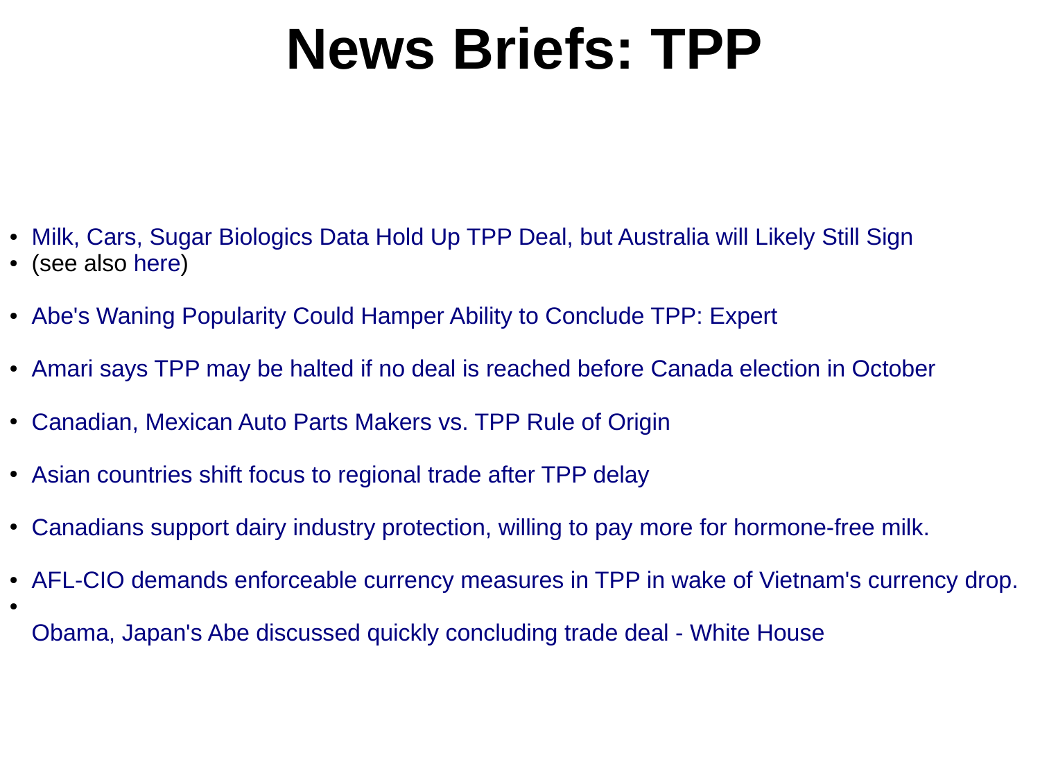# News Briefs: TPP

- Milk, Cars, Sugar Biologics Data Hold Up TPP Deal, but Australia will Likely Still Sign
- (see also here)
- Abe's Waning Popularity Could Hamper Ability to Conclude TPP: Expert
- Amari says TPP may be halted if no deal is reached before Canada election in October
- Canadian, Mexican Auto Parts Makers vs. TPP Rule of Origin
- Asian countries shift focus to regional trade after TPP delay
- Canadians support dairy industry protection, willing to pay more for hormone-free milk.
- AFL-CIO demands enforceable currency measures in TPP in wake of Vietnam's currency drop.
- Obama, Japan's Abe discussed quickly concluding trade deal - White House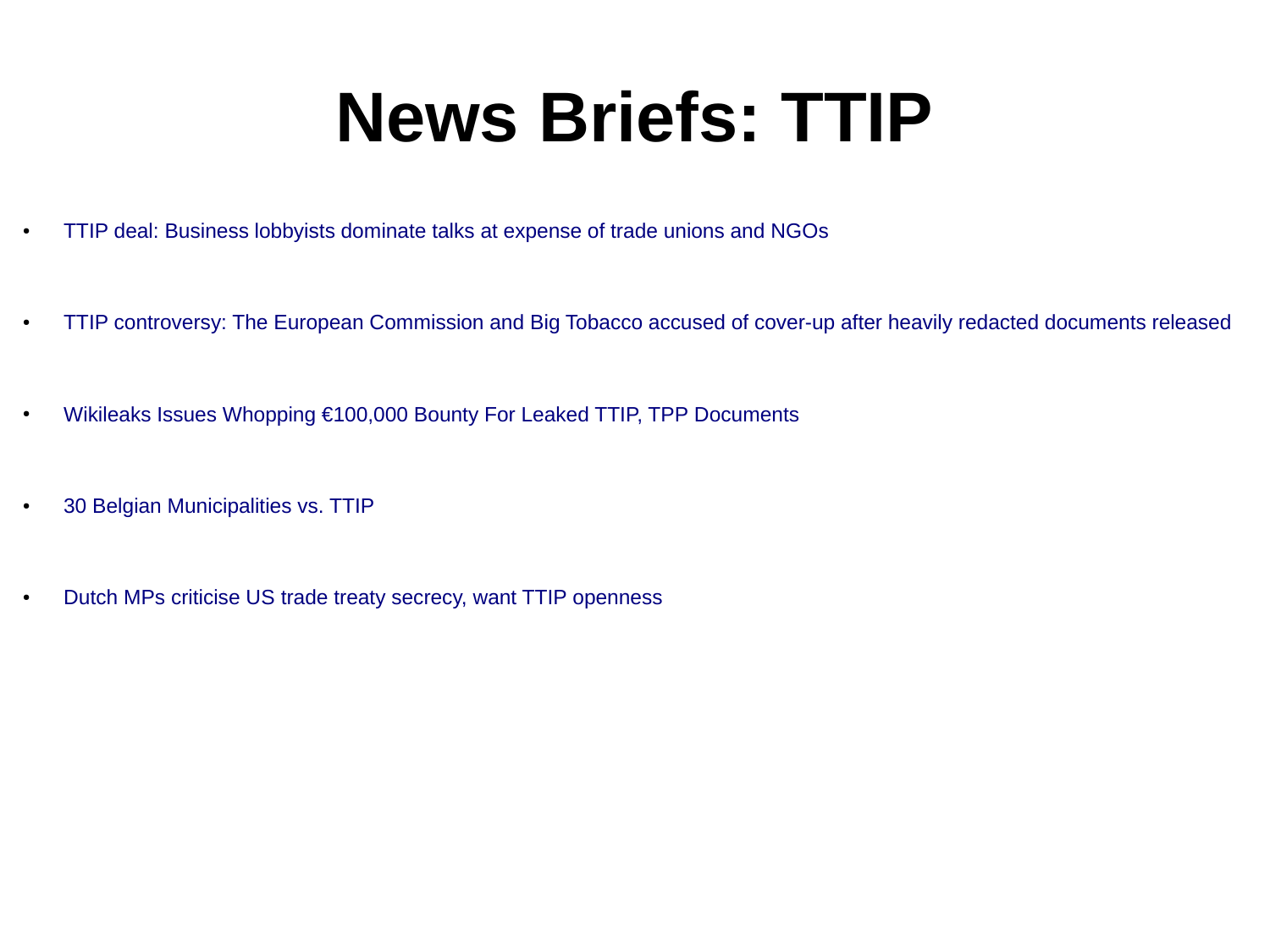# News Briefs: TTIP

- TTIP deal: Business lobbyists dominate talks at expense of trade unions and NGOs
- TTIP controversy: The European Commission and Big Tobacco accused of cover-up after heavily redacted documents released
- Wikileaks Issues Whopping €100,000 Bounty For Leaked TTIP, TPP Documents
- 30 Belgian Municipalities vs. TTIP
- Dutch MPs criticise US trade treaty secrecy, want TTIP openness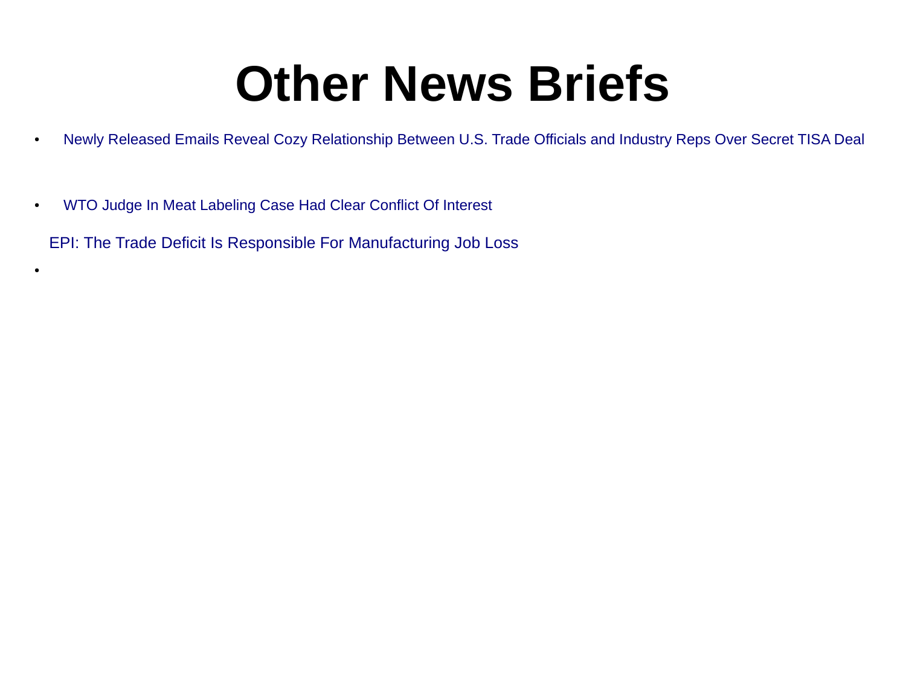# Other News Briefs

- Newly Released Emails Reveal Cozy Relationship Between U.S. Trade Officials and Industry Reps Over Secret TISA Deal

- WTO Judge In Meat Labeling Case Had Clear Conflict Of Interest

  EPI: The Trade Deficit Is Responsible For Manufacturing Job Loss